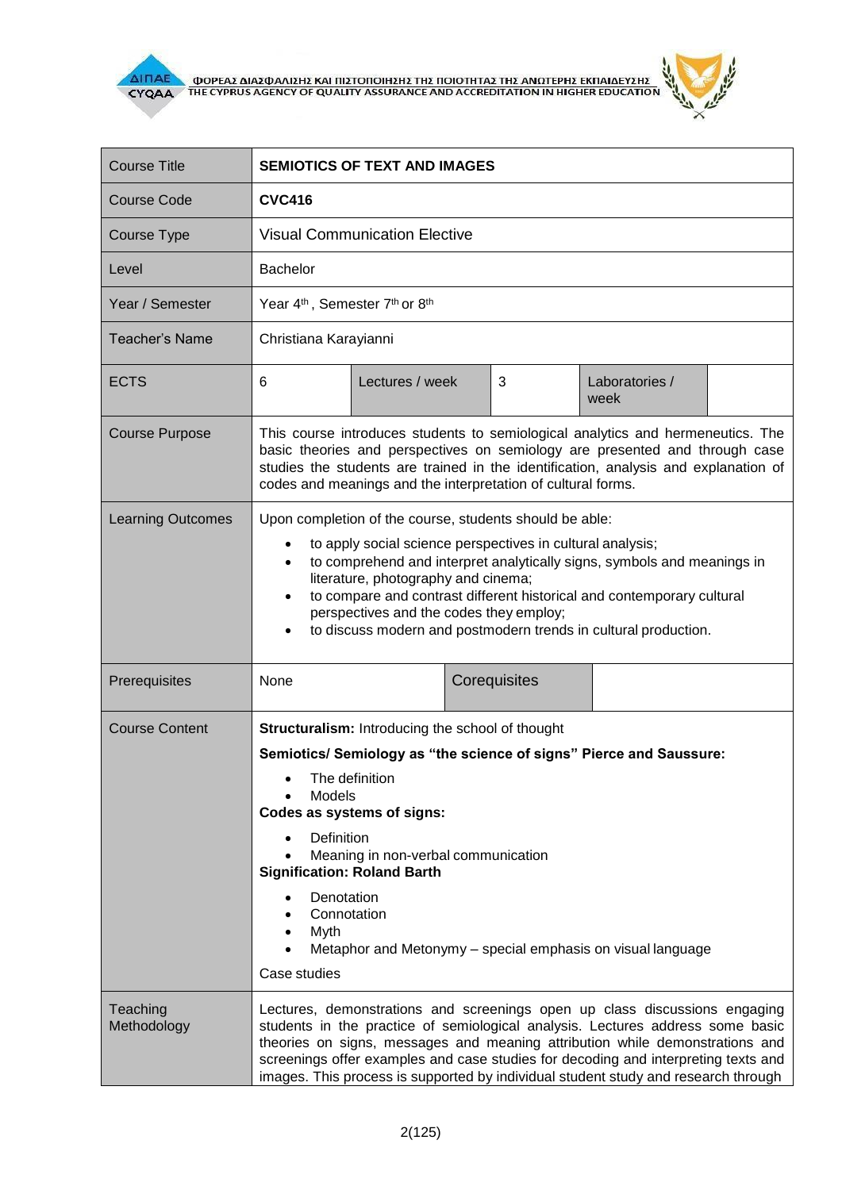| Course Title | **SEMIOTICS OF TEXT AND IMAGES** | | | | |
|---|---|---|---|---|---|
| Course Code | **CVC416** | | | | |
| Course Type | Visual Communication Elective | | | | |
| Level | Bachelor | | | | |
| Year / Semester | Year 4th , Semester 7th or 8th | | | | |
| Teacher's Name | Christiana Karayianni | | | | |
| ECTS | 6 | Lectures / week | 3 | Laboratories / week | |
| Course Purpose | This course introduces students to semiological analytics and hermeneutics. The basic theories and perspectives on semiology are presented and through case studies the students are trained in the identification, analysis and explanation of codes and meanings and the interpretation of cultural forms. | | | | |
| Learning Outcomes | Upon completion of the course, students should be able:<br>• to apply social science perspectives in cultural analysis;<br>• to comprehend and interpret analytically signs, symbols and meanings in literature, photography and cinema;<br>• to compare and contrast different historical and contemporary cultural perspectives and the codes they employ;<br>• to discuss modern and postmodern trends in cultural production. | | | | |
| Prerequisites | None | | Corequisites | | |
| Course Content | **Structuralism:** Introducing the school of thought<br>**Semiotics/ Semiology as "the science of signs" Pierce and Saussure:**<br>• The definition<br>• Models<br>**Codes as systems of signs:**<br>• Definition<br>• Meaning in non-verbal communication<br>**Signification: Roland Barth**<br>• Denotation<br>• Connotation<br>• Myth<br>• Metaphor and Metonymy – special emphasis on visual language<br>Case studies | | | | |
| Teaching Methodology | Lectures, demonstrations and screenings open up class discussions engaging students in the practice of semiological analysis. Lectures address some basic theories on signs, messages and meaning attribution while demonstrations and screenings offer examples and case studies for decoding and interpreting texts and images. This process is supported by individual student study and research through | | | | |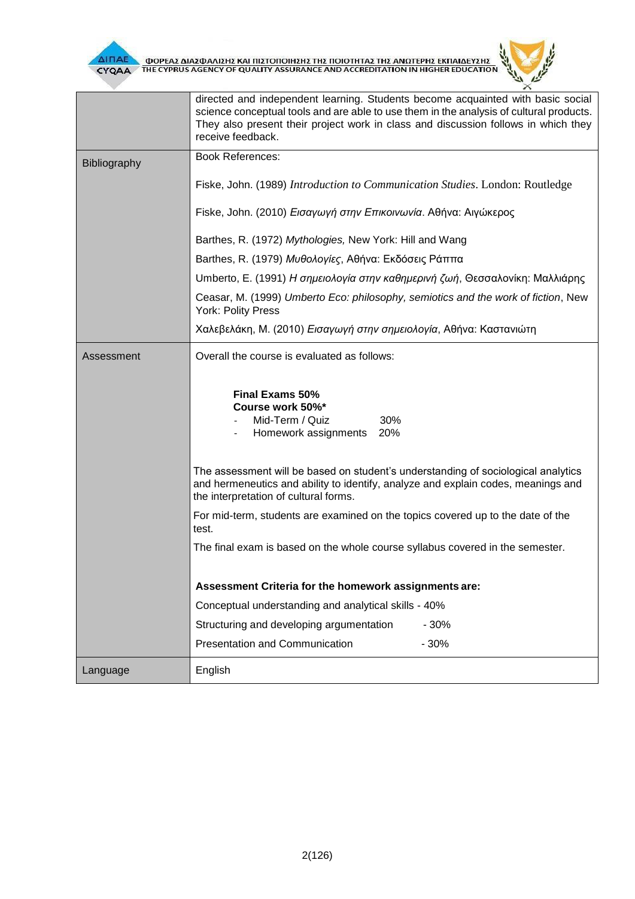| | |
|---|---|
| | directed and independent learning. Students become acquainted with basic social science conceptual tools and are able to use them in the analysis of cultural products. They also present their project work in class and discussion follows in which they receive feedback. |
| Bibliography | Book References:<br><br>Fiske, John. (1989) *Introduction to Communication Studies*. London: Routledge<br><br>Fiske, John. (2010) *Εισαγωγή στην Επικοινωνία*. Αθήνα: Αιγώκερος<br><br>Barthes, R. (1972) *Mythologies,* New York: Hill and Wang<br><br>Barthes, R. (1979) *Μυθολογίες*, Αθήνα: Εκδόσεις Ράππα<br><br>Umberto, E. (1991) *Η σημειολογία στην καθημερινή ζωή*, Θεσσαλονίκη: Μαλλιάρης<br><br>Ceasar, M. (1999) *Umberto Eco: philosophy, semiotics and the work of fiction*, New York: Polity Press<br><br>Χαλεβελάκη, Μ. (2010) *Εισαγωγή στην σημειολογία*, Αθήνα: Καστανιώτη |
| Assessment | Overall the course is evaluated as follows:<br><br>**Final Exams 50%**<br>**Course work 50%***<br>- Mid-Term / Quiz 30%<br>- Homework assignments 20%<br><br>The assessment will be based on student's understanding of sociological analytics and hermeneutics and ability to identify, analyze and explain codes, meanings and the interpretation of cultural forms.<br><br>For mid-term, students are examined on the topics covered up to the date of the test.<br><br>The final exam is based on the whole course syllabus covered in the semester.<br><br>**Assessment Criteria for the homework assignments are:**<br><br>Conceptual understanding and analytical skills - 40%<br><br>Structuring and developing argumentation - 30%<br><br>Presentation and Communication - 30% |
| Language | English |